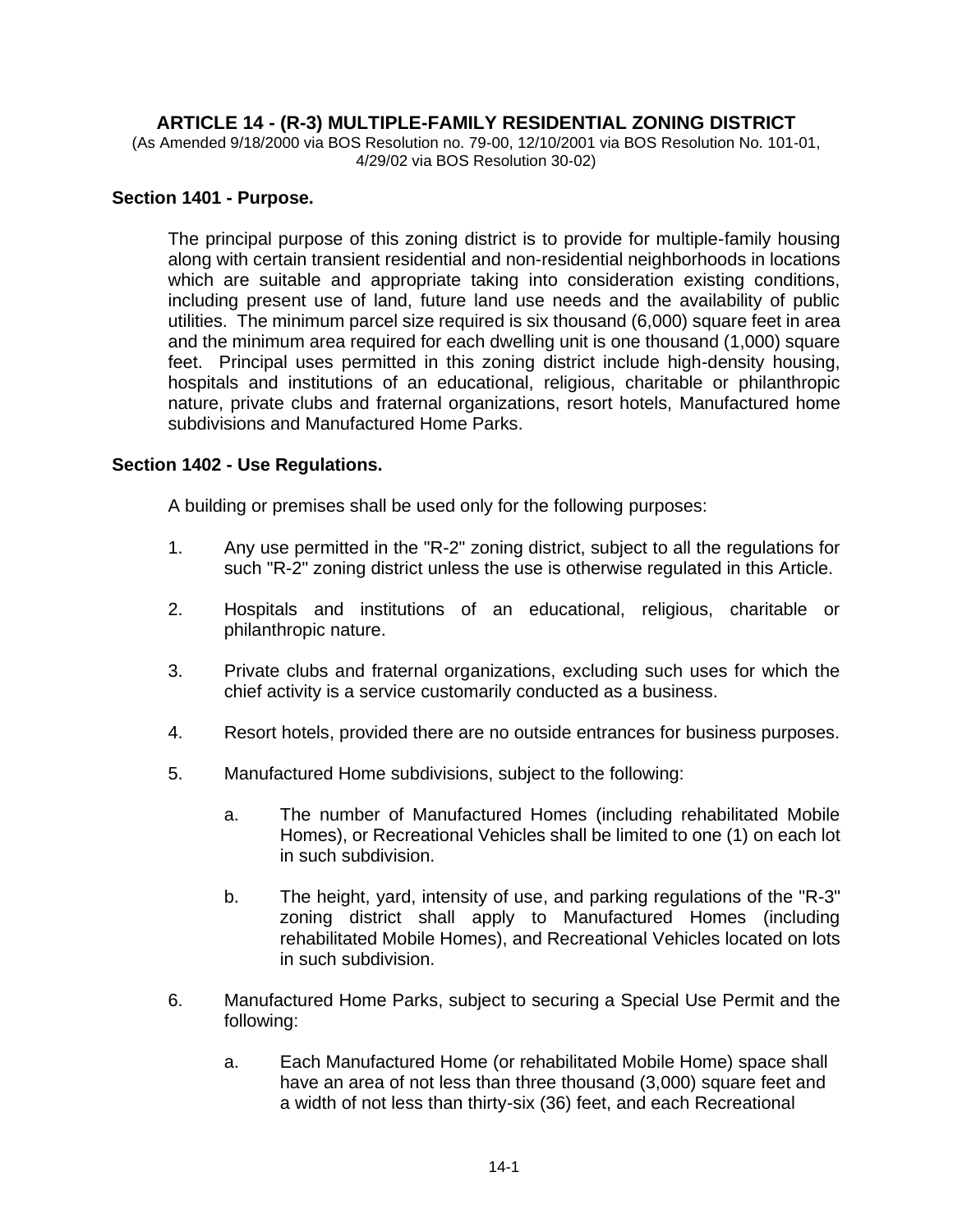# ARTICLE 14 - (R-3) MULTIPLE-FAMILY RESIDENTIAL ZONING DISTRICT

(As Amended 9/18/2000 via BOS Resolution no. 79-00, 12/10/2001 via BOS Resolution No. 101-01, 4/29/02 via BOS Resolution 30-02)

## Section 1401 - Purpose.

The principal purpose of this zoning district is to provide for multiple-family housing along with certain transient residential and non-residential neighborhoods in locations which are suitable and appropriate taking into consideration existing conditions, including present use of land, future land use needs and the availability of public utilities. The minimum parcel size required is six thousand (6,000) square feet in area and the minimum area required for each dwelling unit is one thousand (1,000) square feet. Principal uses permitted in this zoning district include high-density housing, hospitals and institutions of an educational, religious, charitable or philanthropic nature, private clubs and fraternal organizations, resort hotels, Manufactured home subdivisions and Manufactured Home Parks.

## Section 1402 - Use Regulations.

A building or premises shall be used only for the following purposes:

1. Any use permitted in the "R-2" zoning district, subject to all the regulations for such "R-2" zoning district unless the use is otherwise regulated in this Article.

2. Hospitals and institutions of an educational, religious, charitable or philanthropic nature.

3. Private clubs and fraternal organizations, excluding such uses for which the chief activity is a service customarily conducted as a business.

4. Resort hotels, provided there are no outside entrances for business purposes.

5. Manufactured Home subdivisions, subject to the following:

   a. The number of Manufactured Homes (including rehabilitated Mobile Homes), or Recreational Vehicles shall be limited to one (1) on each lot in such subdivision.

   b. The height, yard, intensity of use, and parking regulations of the "R-3" zoning district shall apply to Manufactured Homes (including rehabilitated Mobile Homes), and Recreational Vehicles located on lots in such subdivision.

6. Manufactured Home Parks, subject to securing a Special Use Permit and the following:

   a. Each Manufactured Home (or rehabilitated Mobile Home) space shall have an area of not less than three thousand (3,000) square feet and a width of not less than thirty-six (36) feet, and each Recreational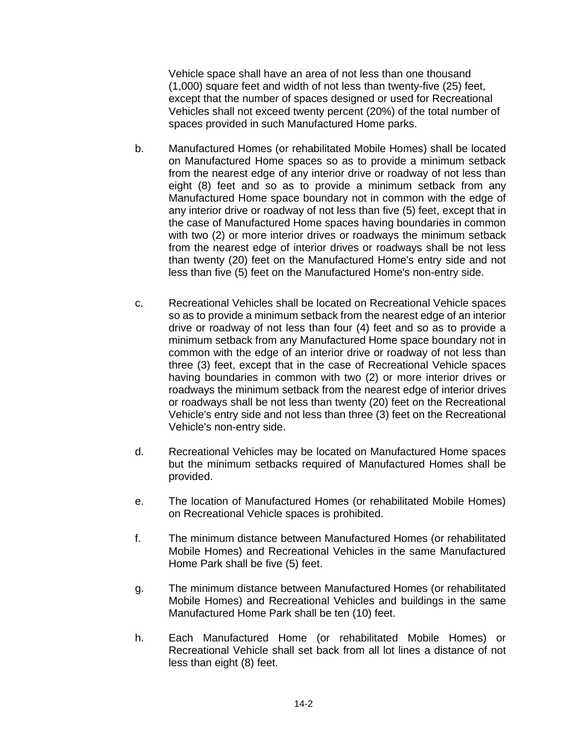Vehicle space shall have an area of not less than one thousand (1,000) square feet and width of not less than twenty-five (25) feet, except that the number of spaces designed or used for Recreational Vehicles shall not exceed twenty percent (20%) of the total number of spaces provided in such Manufactured Home parks.

b. Manufactured Homes (or rehabilitated Mobile Homes) shall be located on Manufactured Home spaces so as to provide a minimum setback from the nearest edge of any interior drive or roadway of not less than eight (8) feet and so as to provide a minimum setback from any Manufactured Home space boundary not in common with the edge of any interior drive or roadway of not less than five (5) feet, except that in the case of Manufactured Home spaces having boundaries in common with two (2) or more interior drives or roadways the minimum setback from the nearest edge of interior drives or roadways shall be not less than twenty (20) feet on the Manufactured Home's entry side and not less than five (5) feet on the Manufactured Home's non-entry side.

c. Recreational Vehicles shall be located on Recreational Vehicle spaces so as to provide a minimum setback from the nearest edge of an interior drive or roadway of not less than four (4) feet and so as to provide a minimum setback from any Manufactured Home space boundary not in common with the edge of an interior drive or roadway of not less than three (3) feet, except that in the case of Recreational Vehicle spaces having boundaries in common with two (2) or more interior drives or roadways the minimum setback from the nearest edge of interior drives or roadways shall be not less than twenty (20) feet on the Recreational Vehicle's entry side and not less than three (3) feet on the Recreational Vehicle's non-entry side.

d. Recreational Vehicles may be located on Manufactured Home spaces but the minimum setbacks required of Manufactured Homes shall be provided.

e. The location of Manufactured Homes (or rehabilitated Mobile Homes) on Recreational Vehicle spaces is prohibited.

f. The minimum distance between Manufactured Homes (or rehabilitated Mobile Homes) and Recreational Vehicles in the same Manufactured Home Park shall be five (5) feet.

g. The minimum distance between Manufactured Homes (or rehabilitated Mobile Homes) and Recreational Vehicles and buildings in the same Manufactured Home Park shall be ten (10) feet.

h. Each Manufactured Home (or rehabilitated Mobile Homes) or Recreational Vehicle shall set back from all lot lines a distance of not less than eight (8) feet.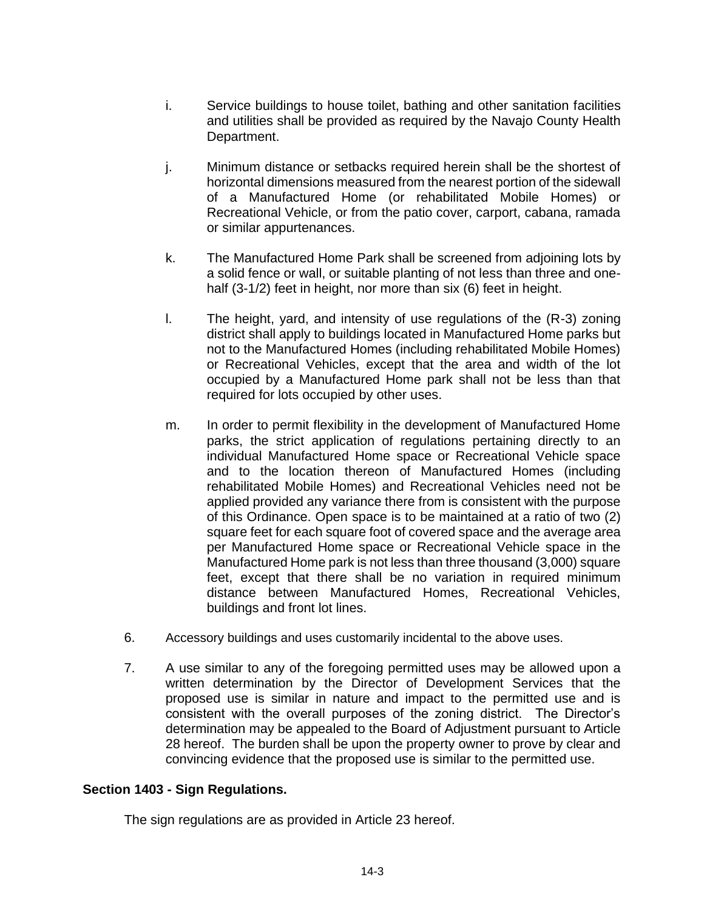i. Service buildings to house toilet, bathing and other sanitation facilities and utilities shall be provided as required by the Navajo County Health Department.

j. Minimum distance or setbacks required herein shall be the shortest of horizontal dimensions measured from the nearest portion of the sidewall of a Manufactured Home (or rehabilitated Mobile Homes) or Recreational Vehicle, or from the patio cover, carport, cabana, ramada or similar appurtenances.

k. The Manufactured Home Park shall be screened from adjoining lots by a solid fence or wall, or suitable planting of not less than three and one-half (3-1/2) feet in height, nor more than six (6) feet in height.

l. The height, yard, and intensity of use regulations of the (R-3) zoning district shall apply to buildings located in Manufactured Home parks but not to the Manufactured Homes (including rehabilitated Mobile Homes) or Recreational Vehicles, except that the area and width of the lot occupied by a Manufactured Home park shall not be less than that required for lots occupied by other uses.

m. In order to permit flexibility in the development of Manufactured Home parks, the strict application of regulations pertaining directly to an individual Manufactured Home space or Recreational Vehicle space and to the location thereon of Manufactured Homes (including rehabilitated Mobile Homes) and Recreational Vehicles need not be applied provided any variance there from is consistent with the purpose of this Ordinance. Open space is to be maintained at a ratio of two (2) square feet for each square foot of covered space and the average area per Manufactured Home space or Recreational Vehicle space in the Manufactured Home park is not less than three thousand (3,000) square feet, except that there shall be no variation in required minimum distance between Manufactured Homes, Recreational Vehicles, buildings and front lot lines.

6. Accessory buildings and uses customarily incidental to the above uses.

7. A use similar to any of the foregoing permitted uses may be allowed upon a written determination by the Director of Development Services that the proposed use is similar in nature and impact to the permitted use and is consistent with the overall purposes of the zoning district. The Director's determination may be appealed to the Board of Adjustment pursuant to Article 28 hereof. The burden shall be upon the property owner to prove by clear and convincing evidence that the proposed use is similar to the permitted use.

**Section 1403 - Sign Regulations.**

The sign regulations are as provided in Article 23 hereof.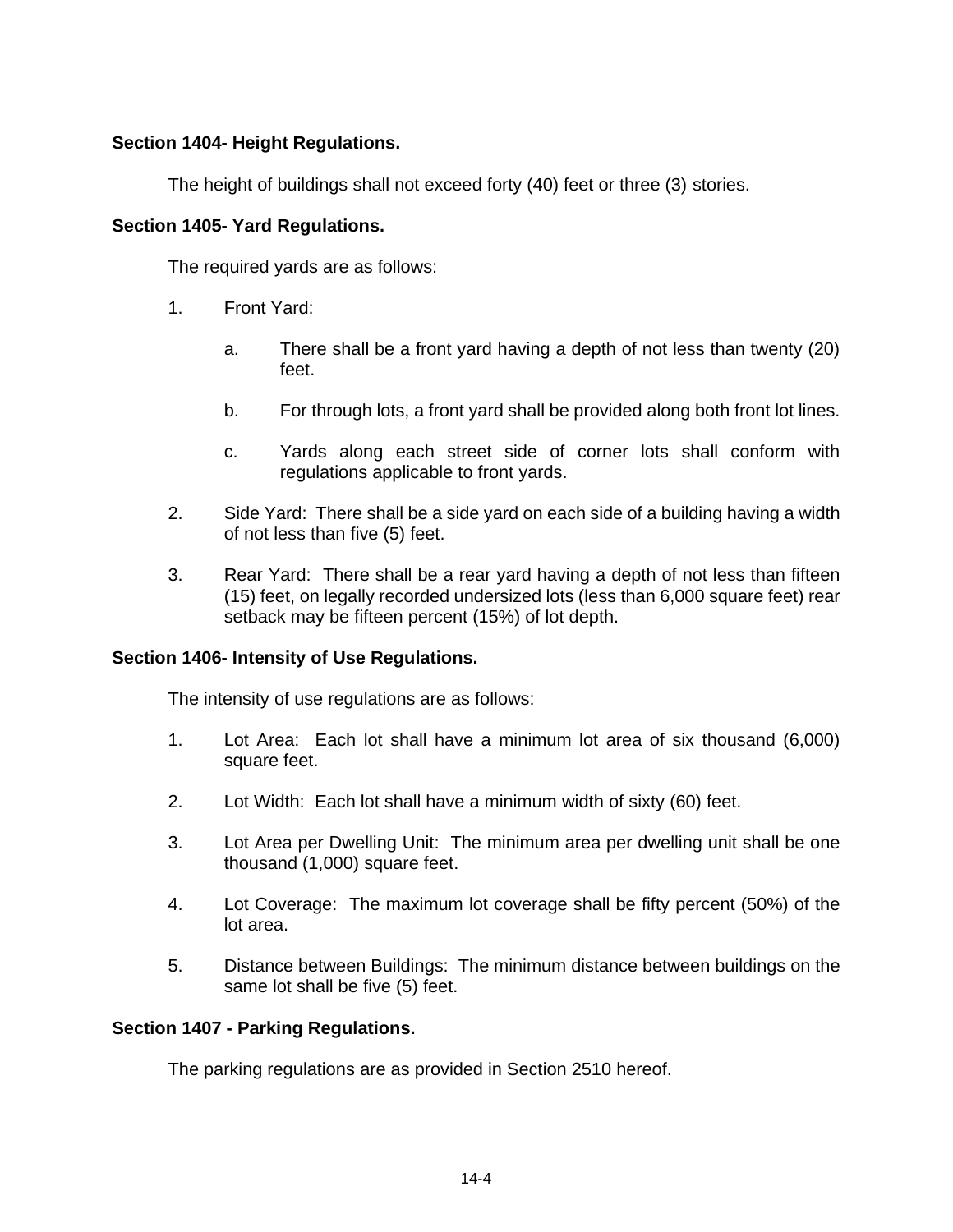**Section 1404- Height Regulations.**

The height of buildings shall not exceed forty (40) feet or three (3) stories.

**Section 1405- Yard Regulations.**

The required yards are as follows:

1. Front Yard:

   a. There shall be a front yard having a depth of not less than twenty (20) feet.

   b. For through lots, a front yard shall be provided along both front lot lines.

   c. Yards along each street side of corner lots shall conform with regulations applicable to front yards.

2. Side Yard: There shall be a side yard on each side of a building having a width of not less than five (5) feet.

3. Rear Yard: There shall be a rear yard having a depth of not less than fifteen (15) feet, on legally recorded undersized lots (less than 6,000 square feet) rear setback may be fifteen percent (15%) of lot depth.

**Section 1406- Intensity of Use Regulations.**

The intensity of use regulations are as follows:

1. Lot Area: Each lot shall have a minimum lot area of six thousand (6,000) square feet.

2. Lot Width: Each lot shall have a minimum width of sixty (60) feet.

3. Lot Area per Dwelling Unit: The minimum area per dwelling unit shall be one thousand (1,000) square feet.

4. Lot Coverage: The maximum lot coverage shall be fifty percent (50%) of the lot area.

5. Distance between Buildings: The minimum distance between buildings on the same lot shall be five (5) feet.

**Section 1407 - Parking Regulations.**

The parking regulations are as provided in Section 2510 hereof.